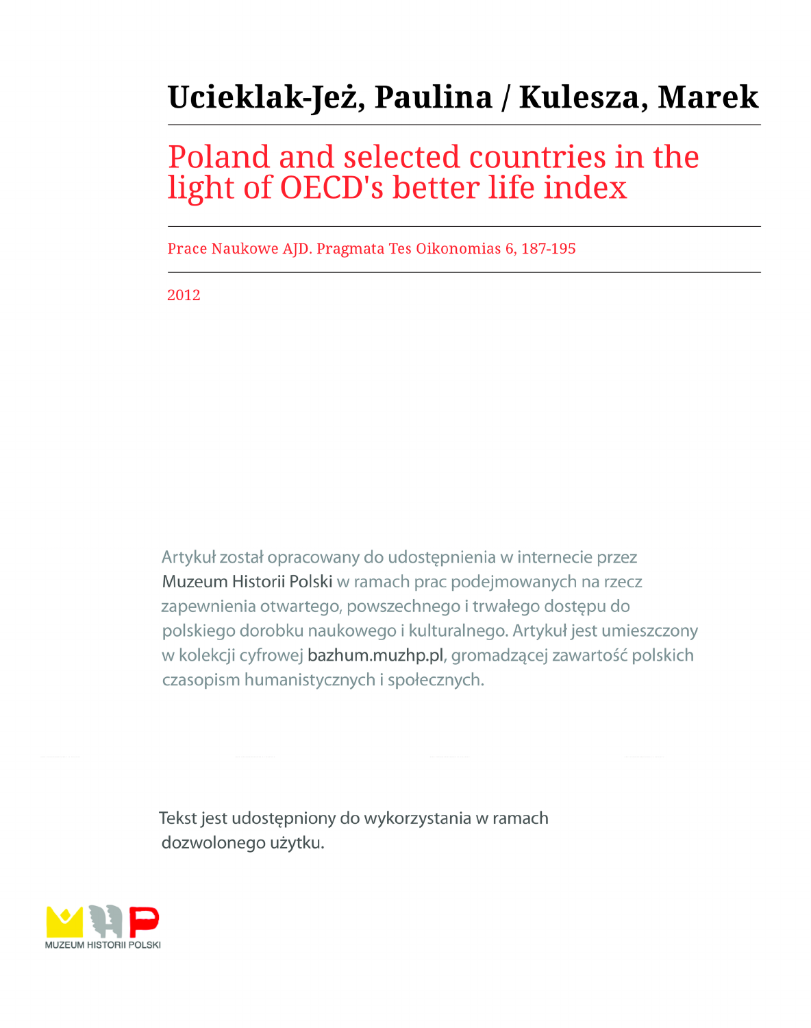# Ucieklak-Jeż, Paulina / Kulesza, Marek

## Poland and selected countries in the light of OECD's better life index

Prace Naukowe AJD. Pragmata Tes Oikonomias 6, 187-195

2012

Artykuł został opracowany do udostępnienia w internecie przez Muzeum Historii Polski w ramach prac podejmowanych na rzecz zapewnienia otwartego, powszechnego i trwałego dostępu do polskiego dorobku naukowego i kulturalnego. Artykuł jest umieszczony w kolekcji cyfrowej bazhum.muzhp.pl, gromadzącej zawartość polskich czasopism humanistycznych i społecznych.

Tekst jest udostępniony do wykorzystania w ramach dozwolonego użytku.

MUZEUM HISTORII POLSKI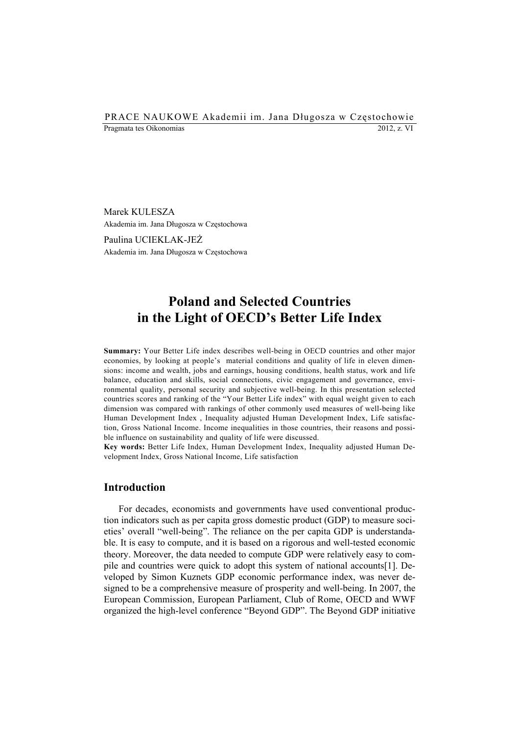Marek KULESZA

Akademia im. Jana Długosza w Częstochowa

Paulina UCIEKLAK-JEŻ

Akademia im. Jana Długosza w Częstochowa

# Poland and Selected Countries in the Light of OECD's Better Life Index

**Summary:** Your Better Life index describes well-being in OECD countries and other major economies, by looking at people's material conditions and quality of life in eleven dimensions: income and wealth, jobs and earnings, housing conditions, health status, work and life balance, education and skills, social connections, civic engagement and governance, environmental quality, personal security and subjective well-being. In this presentation selected countries scores and ranking of the "Your Better Life index" with equal weight given to each dimension was compared with rankings of other commonly used measures of well-being like Human Development Index , Inequality adjusted Human Development Index, Life satisfaction, Gross National Income. Income inequalities in those countries, their reasons and possible influence on sustainability and quality of life were discussed.

**Key words:** Better Life Index, Human Development Index, Inequality adjusted Human Development Index, Gross National Income, Life satisfaction

## Introduction

For decades, economists and governments have used conventional production indicators such as per capita gross domestic product (GDP) to measure societies' overall "well-being". The reliance on the per capita GDP is understandable. It is easy to compute, and it is based on a rigorous and well-tested economic theory. Moreover, the data needed to compute GDP were relatively easy to compile and countries were quick to adopt this system of national accounts[1]. Developed by Simon Kuznets GDP economic performance index, was never designed to be a comprehensive measure of prosperity and well-being. In 2007, the European Commission, European Parliament, Club of Rome, OECD and WWF organized the high-level conference "Beyond GDP". The Beyond GDP initiative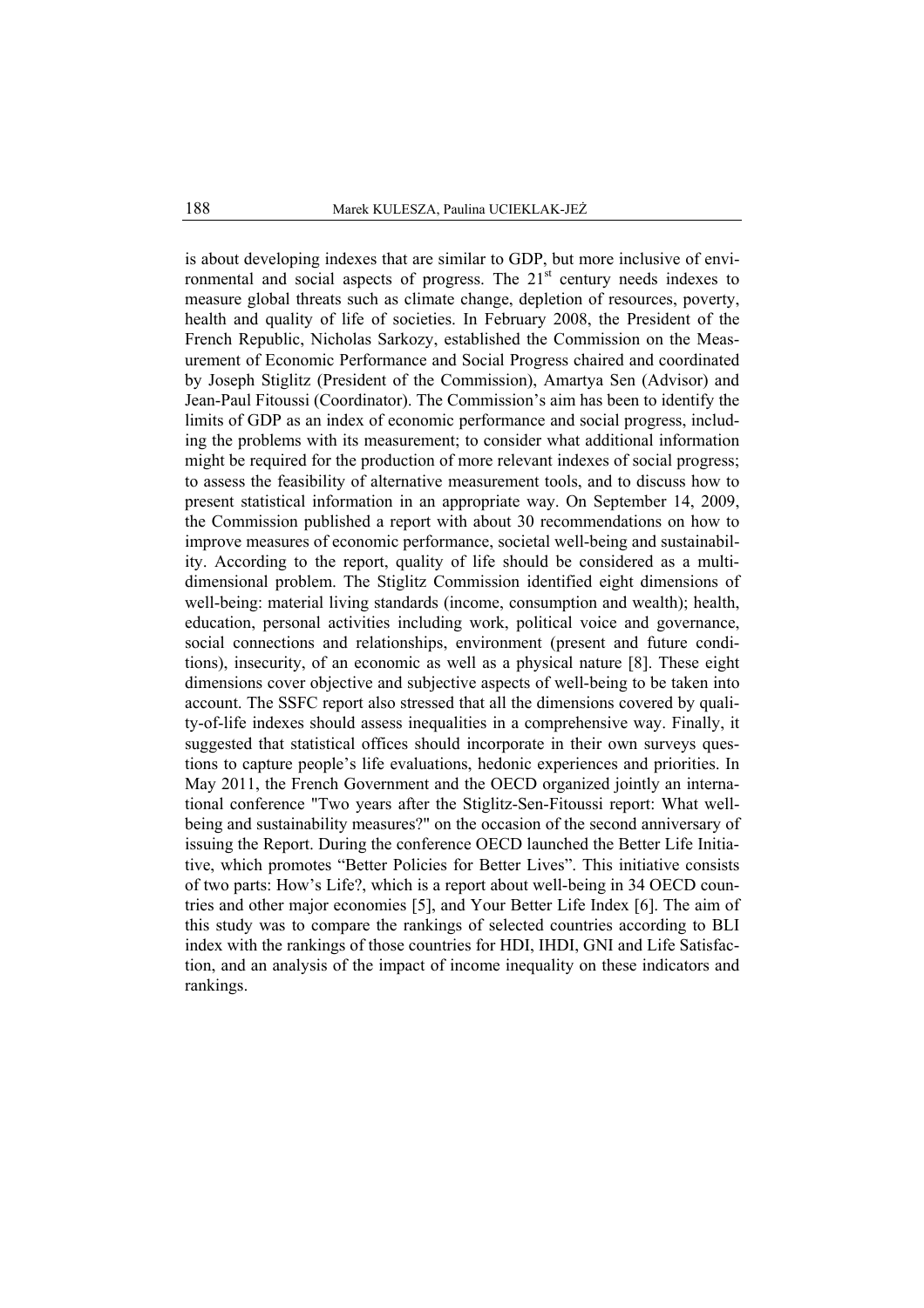is about developing indexes that are similar to GDP, but more inclusive of environmental and social aspects of progress. The 21st century needs indexes to measure global threats such as climate change, depletion of resources, poverty, health and quality of life of societies. In February 2008, the President of the French Republic, Nicholas Sarkozy, established the Commission on the Measurement of Economic Performance and Social Progress chaired and coordinated by Joseph Stiglitz (President of the Commission), Amartya Sen (Advisor) and Jean-Paul Fitoussi (Coordinator). The Commission's aim has been to identify the limits of GDP as an index of economic performance and social progress, including the problems with its measurement; to consider what additional information might be required for the production of more relevant indexes of social progress; to assess the feasibility of alternative measurement tools, and to discuss how to present statistical information in an appropriate way. On September 14, 2009, the Commission published a report with about 30 recommendations on how to improve measures of economic performance, societal well-being and sustainability. According to the report, quality of life should be considered as a multidimensional problem. The Stiglitz Commission identified eight dimensions of well-being: material living standards (income, consumption and wealth); health, education, personal activities including work, political voice and governance, social connections and relationships, environment (present and future conditions), insecurity, of an economic as well as a physical nature [8]. These eight dimensions cover objective and subjective aspects of well-being to be taken into account. The SSFC report also stressed that all the dimensions covered by quality-of-life indexes should assess inequalities in a comprehensive way. Finally, it suggested that statistical offices should incorporate in their own surveys questions to capture people's life evaluations, hedonic experiences and priorities. In May 2011, the French Government and the OECD organized jointly an international conference "Two years after the Stiglitz-Sen-Fitoussi report: What well-being and sustainability measures?" on the occasion of the second anniversary of issuing the Report. During the conference OECD launched the Better Life Initiative, which promotes "Better Policies for Better Lives". This initiative consists of two parts: How's Life?, which is a report about well-being in 34 OECD countries and other major economies [5], and Your Better Life Index [6]. The aim of this study was to compare the rankings of selected countries according to BLI index with the rankings of those countries for HDI, IHDI, GNI and Life Satisfaction, and an analysis of the impact of income inequality on these indicators and rankings.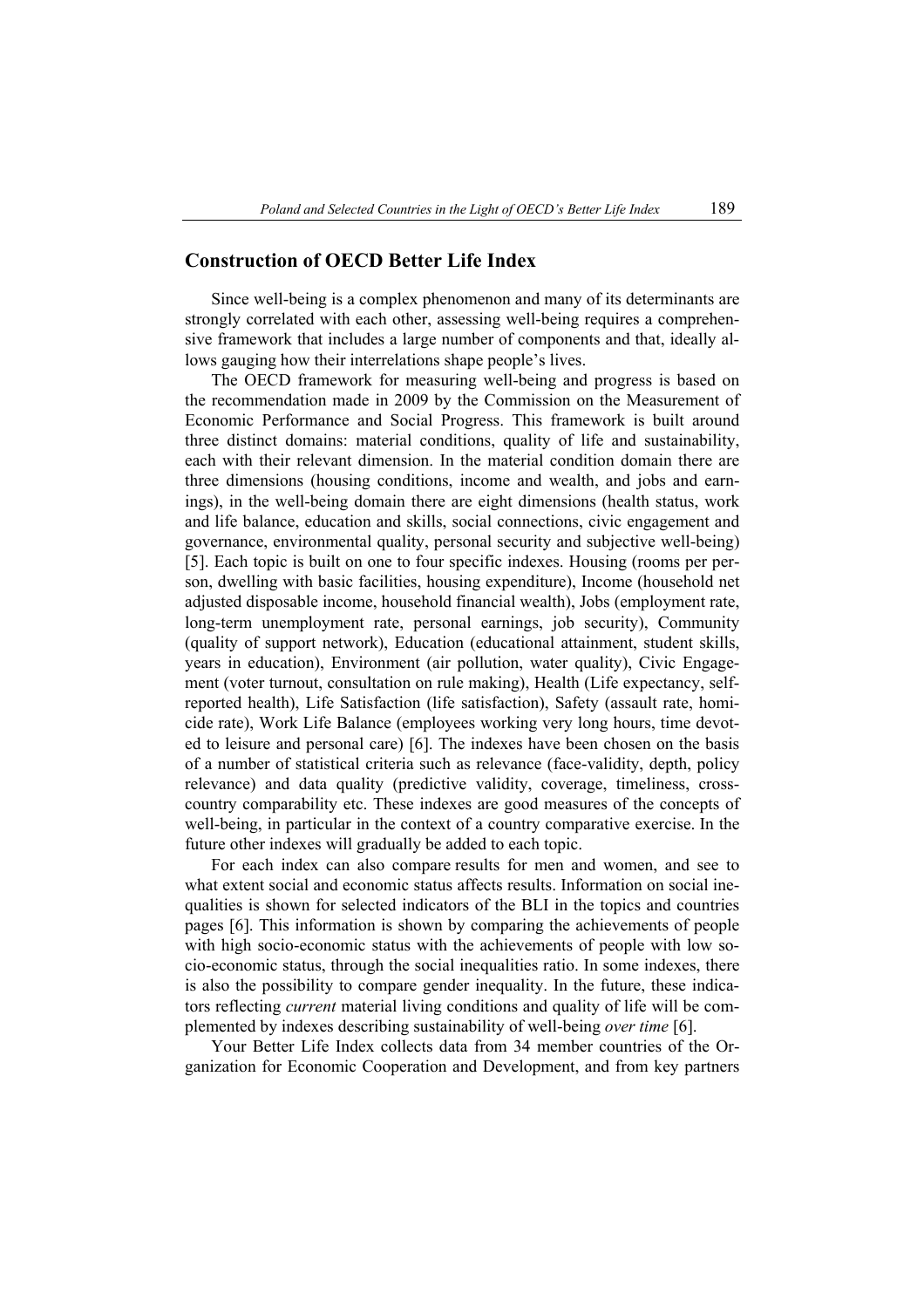## Construction of OECD Better Life Index

Since well-being is a complex phenomenon and many of its determinants are strongly correlated with each other, assessing well-being requires a comprehensive framework that includes a large number of components and that, ideally allows gauging how their interrelations shape people's lives.

The OECD framework for measuring well-being and progress is based on the recommendation made in 2009 by the Commission on the Measurement of Economic Performance and Social Progress. This framework is built around three distinct domains: material conditions, quality of life and sustainability, each with their relevant dimension. In the material condition domain there are three dimensions (housing conditions, income and wealth, and jobs and earnings), in the well-being domain there are eight dimensions (health status, work and life balance, education and skills, social connections, civic engagement and governance, environmental quality, personal security and subjective well-being) [5]. Each topic is built on one to four specific indexes. Housing (rooms per person, dwelling with basic facilities, housing expenditure), Income (household net adjusted disposable income, household financial wealth), Jobs (employment rate, long-term unemployment rate, personal earnings, job security), Community (quality of support network), Education (educational attainment, student skills, years in education), Environment (air pollution, water quality), Civic Engagement (voter turnout, consultation on rule making), Health (Life expectancy, self-reported health), Life Satisfaction (life satisfaction), Safety (assault rate, homicide rate), Work Life Balance (employees working very long hours, time devoted to leisure and personal care) [6]. The indexes have been chosen on the basis of a number of statistical criteria such as relevance (face-validity, depth, policy relevance) and data quality (predictive validity, coverage, timeliness, cross-country comparability etc. These indexes are good measures of the concepts of well-being, in particular in the context of a country comparative exercise. In the future other indexes will gradually be added to each topic.

For each index can also compare results for men and women, and see to what extent social and economic status affects results. Information on social inequalities is shown for selected indicators of the BLI in the topics and countries pages [6]. This information is shown by comparing the achievements of people with high socio-economic status with the achievements of people with low socio-economic status, through the social inequalities ratio. In some indexes, there is also the possibility to compare gender inequality. In the future, these indicators reflecting *current* material living conditions and quality of life will be complemented by indexes describing sustainability of well-being *over time* [6].

Your Better Life Index collects data from 34 member countries of the Organization for Economic Cooperation and Development, and from key partners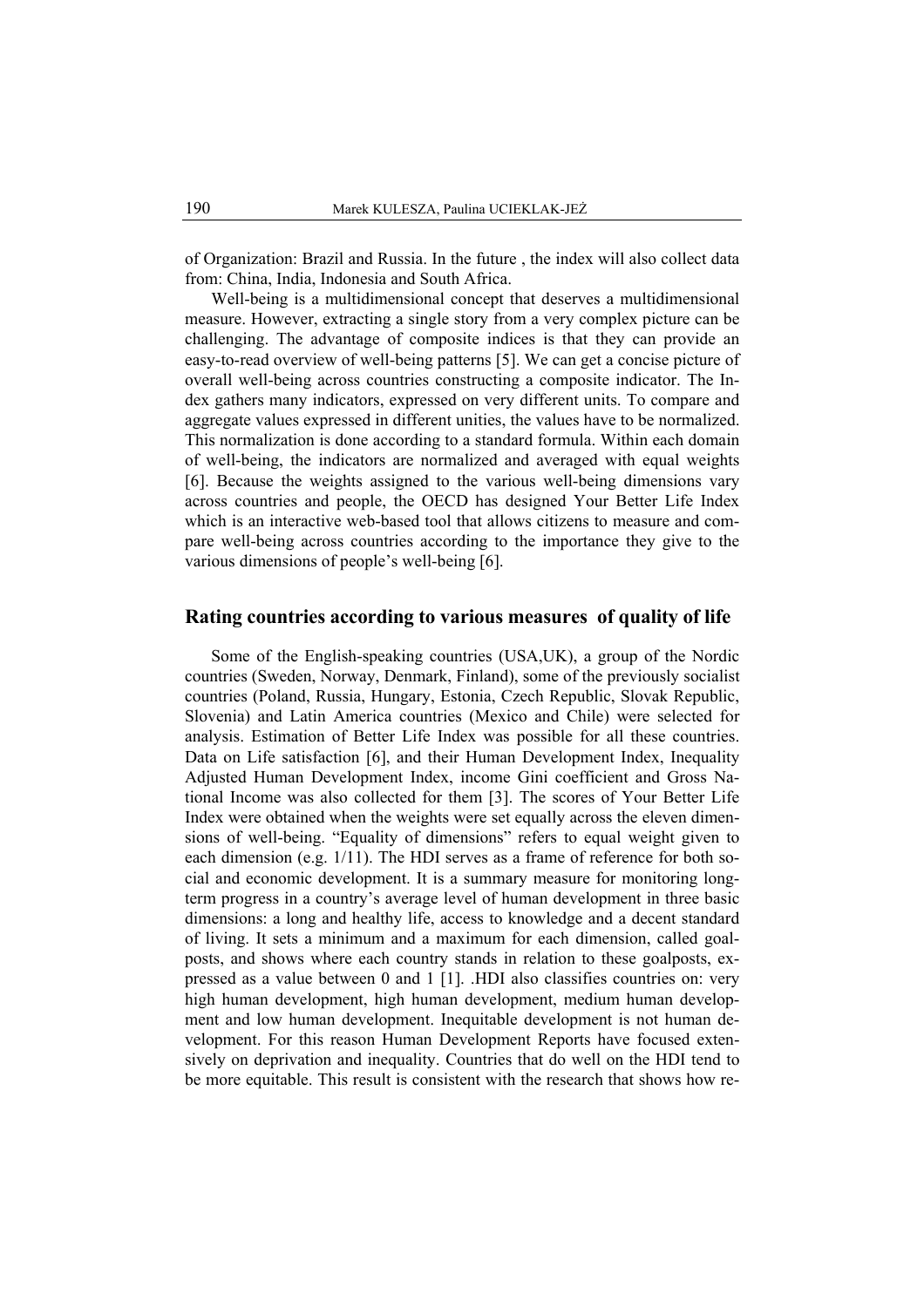of Organization: Brazil and Russia. In the future , the index will also collect data from: China, India, Indonesia and South Africa.

Well-being is a multidimensional concept that deserves a multidimensional measure. However, extracting a single story from a very complex picture can be challenging. The advantage of composite indices is that they can provide an easy-to-read overview of well-being patterns [5]. We can get a concise picture of overall well-being across countries constructing a composite indicator. The Index gathers many indicators, expressed on very different units. To compare and aggregate values expressed in different unities, the values have to be normalized. This normalization is done according to a standard formula. Within each domain of well-being, the indicators are normalized and averaged with equal weights [6]. Because the weights assigned to the various well-being dimensions vary across countries and people, the OECD has designed Your Better Life Index which is an interactive web-based tool that allows citizens to measure and compare well-being across countries according to the importance they give to the various dimensions of people's well-being [6].

## Rating countries according to various measures of quality of life

Some of the English-speaking countries (USA,UK), a group of the Nordic countries (Sweden, Norway, Denmark, Finland), some of the previously socialist countries (Poland, Russia, Hungary, Estonia, Czech Republic, Slovak Republic, Slovenia) and Latin America countries (Mexico and Chile) were selected for analysis. Estimation of Better Life Index was possible for all these countries. Data on Life satisfaction [6], and their Human Development Index, Inequality Adjusted Human Development Index, income Gini coefficient and Gross National Income was also collected for them [3]. The scores of Your Better Life Index were obtained when the weights were set equally across the eleven dimensions of well-being. "Equality of dimensions" refers to equal weight given to each dimension (e.g. 1/11). The HDI serves as a frame of reference for both social and economic development. It is a summary measure for monitoring long-term progress in a country's average level of human development in three basic dimensions: a long and healthy life, access to knowledge and a decent standard of living. It sets a minimum and a maximum for each dimension, called goalposts, and shows where each country stands in relation to these goalposts, expressed as a value between 0 and 1 [1]. .HDI also classifies countries on: very high human development, high human development, medium human development and low human development. Inequitable development is not human development. For this reason Human Development Reports have focused extensively on deprivation and inequality. Countries that do well on the HDI tend to be more equitable. This result is consistent with the research that shows how re-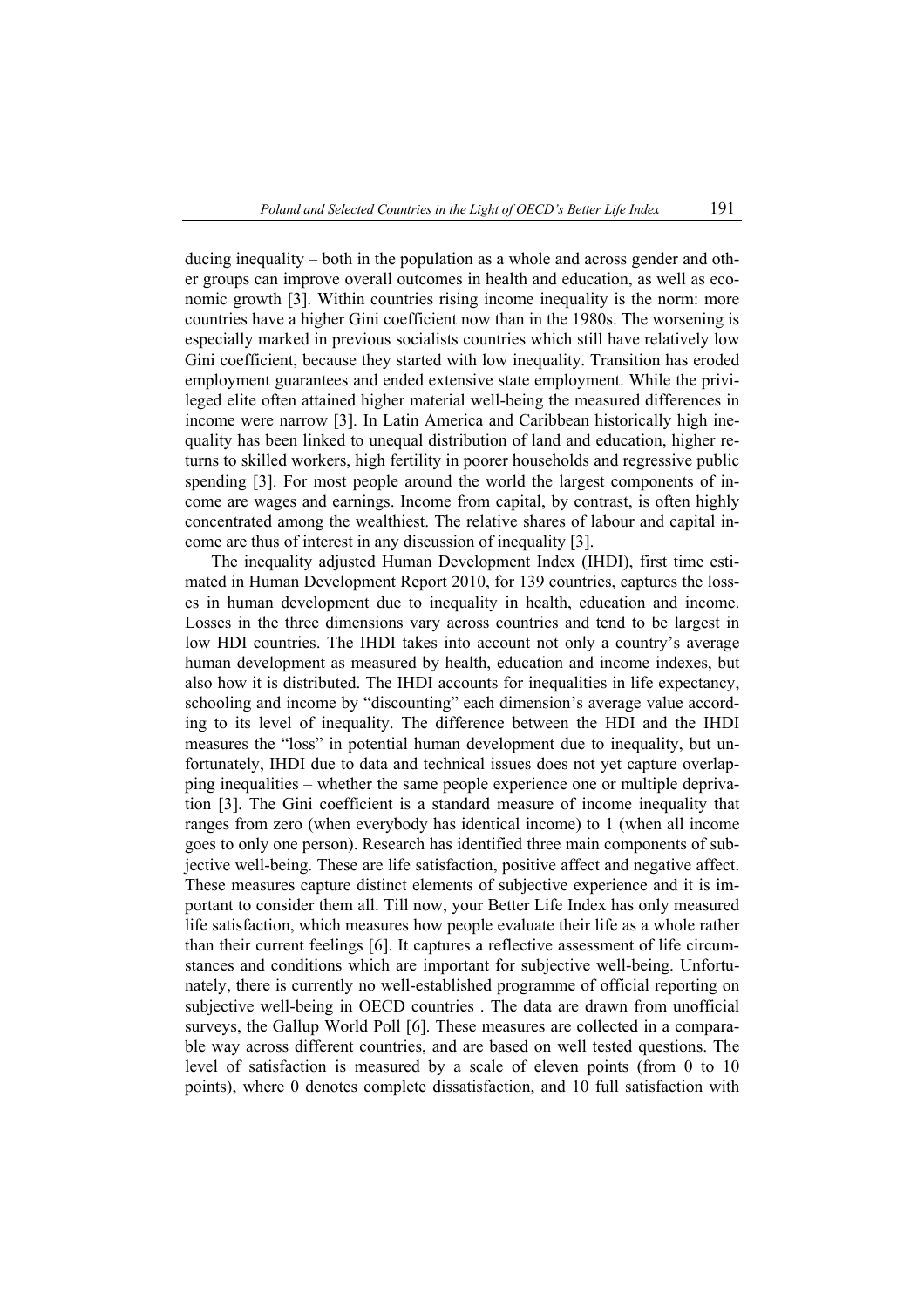ducing inequality – both in the population as a whole and across gender and other groups can improve overall outcomes in health and education, as well as economic growth [3]. Within countries rising income inequality is the norm: more countries have a higher Gini coefficient now than in the 1980s. The worsening is especially marked in previous socialists countries which still have relatively low Gini coefficient, because they started with low inequality. Transition has eroded employment guarantees and ended extensive state employment. While the privileged elite often attained higher material well-being the measured differences in income were narrow [3]. In Latin America and Caribbean historically high inequality has been linked to unequal distribution of land and education, higher returns to skilled workers, high fertility in poorer households and regressive public spending [3]. For most people around the world the largest components of income are wages and earnings. Income from capital, by contrast, is often highly concentrated among the wealthiest. The relative shares of labour and capital income are thus of interest in any discussion of inequality [3].

The inequality adjusted Human Development Index (IHDI), first time estimated in Human Development Report 2010, for 139 countries, captures the losses in human development due to inequality in health, education and income. Losses in the three dimensions vary across countries and tend to be largest in low HDI countries. The IHDI takes into account not only a country's average human development as measured by health, education and income indexes, but also how it is distributed. The IHDI accounts for inequalities in life expectancy, schooling and income by "discounting" each dimension's average value according to its level of inequality. The difference between the HDI and the IHDI measures the "loss" in potential human development due to inequality, but unfortunately, IHDI due to data and technical issues does not yet capture overlapping inequalities – whether the same people experience one or multiple deprivation [3]. The Gini coefficient is a standard measure of income inequality that ranges from zero (when everybody has identical income) to 1 (when all income goes to only one person). Research has identified three main components of subjective well-being. These are life satisfaction, positive affect and negative affect. These measures capture distinct elements of subjective experience and it is important to consider them all. Till now, your Better Life Index has only measured life satisfaction, which measures how people evaluate their life as a whole rather than their current feelings [6]. It captures a reflective assessment of life circumstances and conditions which are important for subjective well-being. Unfortunately, there is currently no well-established programme of official reporting on subjective well-being in OECD countries . The data are drawn from unofficial surveys, the Gallup World Poll [6]. These measures are collected in a comparable way across different countries, and are based on well tested questions. The level of satisfaction is measured by a scale of eleven points (from 0 to 10 points), where 0 denotes complete dissatisfaction, and 10 full satisfaction with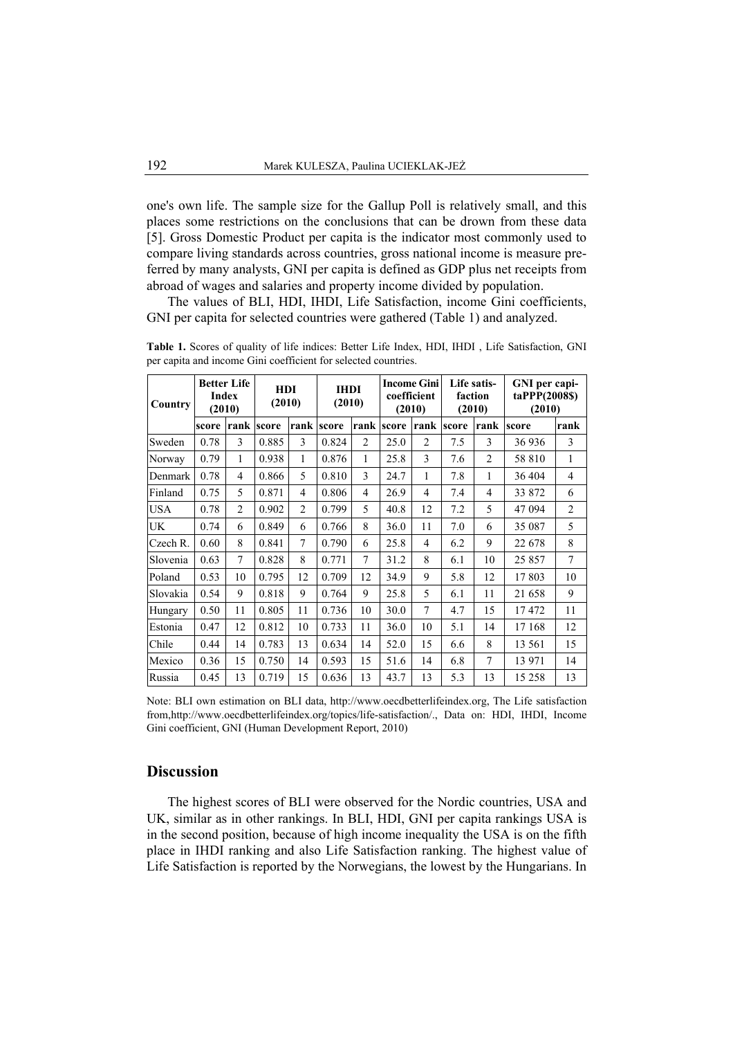one's own life. The sample size for the Gallup Poll is relatively small, and this places some restrictions on the conclusions that can be drown from these data [5]. Gross Domestic Product per capita is the indicator most commonly used to compare living standards across countries, gross national income is measure preferred by many analysts, GNI per capita is defined as GDP plus net receipts from abroad of wages and salaries and property income divided by population.

The values of BLI, HDI, IHDI, Life Satisfaction, income Gini coefficients, GNI per capita for selected countries were gathered (Table 1) and analyzed.

**Table 1.** Scores of quality of life indices: Better Life Index, HDI, IHDI , Life Satisfaction, GNI per capita and income Gini coefficient for selected countries.

| Country | Better Life Index (2010) | | HDI (2010) | | IHDI (2010) | | Income Gini coefficient (2010) | | Life satisfaction (2010) | | GNI per capitaPPP(2008$) (2010) | |
|---|---|---|---|---|---|---|---|---|---|---|---|---|
| | score | rank | score | rank | score | rank | score | rank | score | rank | score | rank |
| Sweden | 0.78 | 3 | 0.885 | 3 | 0.824 | 2 | 25.0 | 2 | 7.5 | 3 | 36 936 | 3 |
| Norway | 0.79 | 1 | 0.938 | 1 | 0.876 | 1 | 25.8 | 3 | 7.6 | 2 | 58 810 | 1 |
| Denmark | 0.78 | 4 | 0.866 | 5 | 0.810 | 3 | 24.7 | 1 | 7.8 | 1 | 36 404 | 4 |
| Finland | 0.75 | 5 | 0.871 | 4 | 0.806 | 4 | 26.9 | 4 | 7.4 | 4 | 33 872 | 6 |
| USA | 0.78 | 2 | 0.902 | 2 | 0.799 | 5 | 40.8 | 12 | 7.2 | 5 | 47 094 | 2 |
| UK | 0.74 | 6 | 0.849 | 6 | 0.766 | 8 | 36.0 | 11 | 7.0 | 6 | 35 087 | 5 |
| Czech R. | 0.60 | 8 | 0.841 | 7 | 0.790 | 6 | 25.8 | 4 | 6.2 | 9 | 22 678 | 8 |
| Slovenia | 0.63 | 7 | 0.828 | 8 | 0.771 | 7 | 31.2 | 8 | 6.1 | 10 | 25 857 | 7 |
| Poland | 0.53 | 10 | 0.795 | 12 | 0.709 | 12 | 34.9 | 9 | 5.8 | 12 | 17 803 | 10 |
| Slovakia | 0.54 | 9 | 0.818 | 9 | 0.764 | 9 | 25.8 | 5 | 6.1 | 11 | 21 658 | 9 |
| Hungary | 0.50 | 11 | 0.805 | 11 | 0.736 | 10 | 30.0 | 7 | 4.7 | 15 | 17 472 | 11 |
| Estonia | 0.47 | 12 | 0.812 | 10 | 0.733 | 11 | 36.0 | 10 | 5.1 | 14 | 17 168 | 12 |
| Chile | 0.44 | 14 | 0.783 | 13 | 0.634 | 14 | 52.0 | 15 | 6.6 | 8 | 13 561 | 15 |
| Mexico | 0.36 | 15 | 0.750 | 14 | 0.593 | 15 | 51.6 | 14 | 6.8 | 7 | 13 971 | 14 |
| Russia | 0.45 | 13 | 0.719 | 15 | 0.636 | 13 | 43.7 | 13 | 5.3 | 13 | 15 258 | 13 |

Note: BLI own estimation on BLI data, http://www.oecdbetterlifeindex.org, The Life satisfaction from,http://www.oecdbetterlifeindex.org/topics/life-satisfaction/., Data on: HDI, IHDI, Income Gini coefficient, GNI (Human Development Report, 2010)

## Discussion

The highest scores of BLI were observed for the Nordic countries, USA and UK, similar as in other rankings. In BLI, HDI, GNI per capita rankings USA is in the second position, because of high income inequality the USA is on the fifth place in IHDI ranking and also Life Satisfaction ranking. The highest value of Life Satisfaction is reported by the Norwegians, the lowest by the Hungarians. In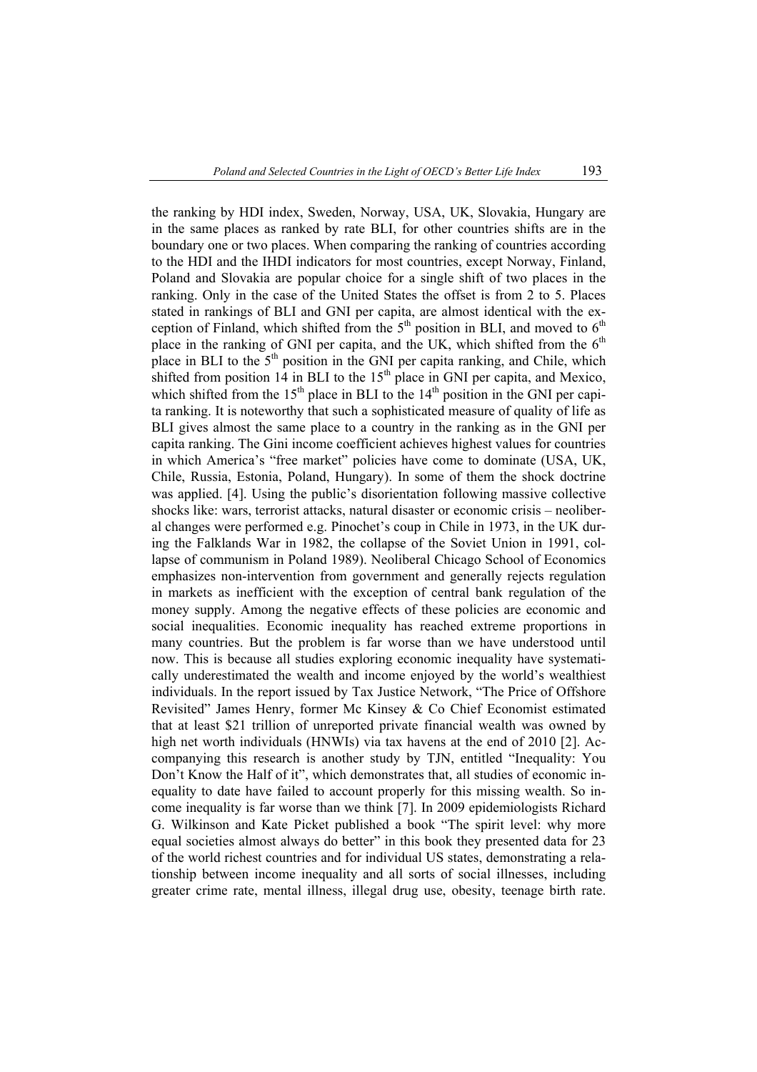the ranking by HDI index, Sweden, Norway, USA, UK, Slovakia, Hungary are in the same places as ranked by rate BLI, for other countries shifts are in the boundary one or two places. When comparing the ranking of countries according to the HDI and the IHDI indicators for most countries, except Norway, Finland, Poland and Slovakia are popular choice for a single shift of two places in the ranking. Only in the case of the United States the offset is from 2 to 5. Places stated in rankings of BLI and GNI per capita, are almost identical with the exception of Finland, which shifted from the 5th position in BLI, and moved to 6th place in the ranking of GNI per capita, and the UK, which shifted from the 6th place in BLI to the 5th position in the GNI per capita ranking, and Chile, which shifted from position 14 in BLI to the 15th place in GNI per capita, and Mexico, which shifted from the 15th place in BLI to the 14th position in the GNI per capita ranking. It is noteworthy that such a sophisticated measure of quality of life as BLI gives almost the same place to a country in the ranking as in the GNI per capita ranking. The Gini income coefficient achieves highest values for countries in which America's "free market" policies have come to dominate (USA, UK, Chile, Russia, Estonia, Poland, Hungary). In some of them the shock doctrine was applied. [4]. Using the public's disorientation following massive collective shocks like: wars, terrorist attacks, natural disaster or economic crisis – neoliberal changes were performed e.g. Pinochet's coup in Chile in 1973, in the UK during the Falklands War in 1982, the collapse of the Soviet Union in 1991, collapse of communism in Poland 1989). Neoliberal Chicago School of Economics emphasizes non-intervention from government and generally rejects regulation in markets as inefficient with the exception of central bank regulation of the money supply. Among the negative effects of these policies are economic and social inequalities. Economic inequality has reached extreme proportions in many countries. But the problem is far worse than we have understood until now. This is because all studies exploring economic inequality have systematically underestimated the wealth and income enjoyed by the world's wealthiest individuals. In the report issued by Tax Justice Network, "The Price of Offshore Revisited" James Henry, former Mc Kinsey & Co Chief Economist estimated that at least $21 trillion of unreported private financial wealth was owned by high net worth individuals (HNWIs) via tax havens at the end of 2010 [2]. Accompanying this research is another study by TJN, entitled "Inequality: You Don't Know the Half of it", which demonstrates that, all studies of economic inequality to date have failed to account properly for this missing wealth. So income inequality is far worse than we think [7]. In 2009 epidemiologists Richard G. Wilkinson and Kate Picket published a book "The spirit level: why more equal societies almost always do better" in this book they presented data for 23 of the world richest countries and for individual US states, demonstrating a relationship between income inequality and all sorts of social illnesses, including greater crime rate, mental illness, illegal drug use, obesity, teenage birth rate.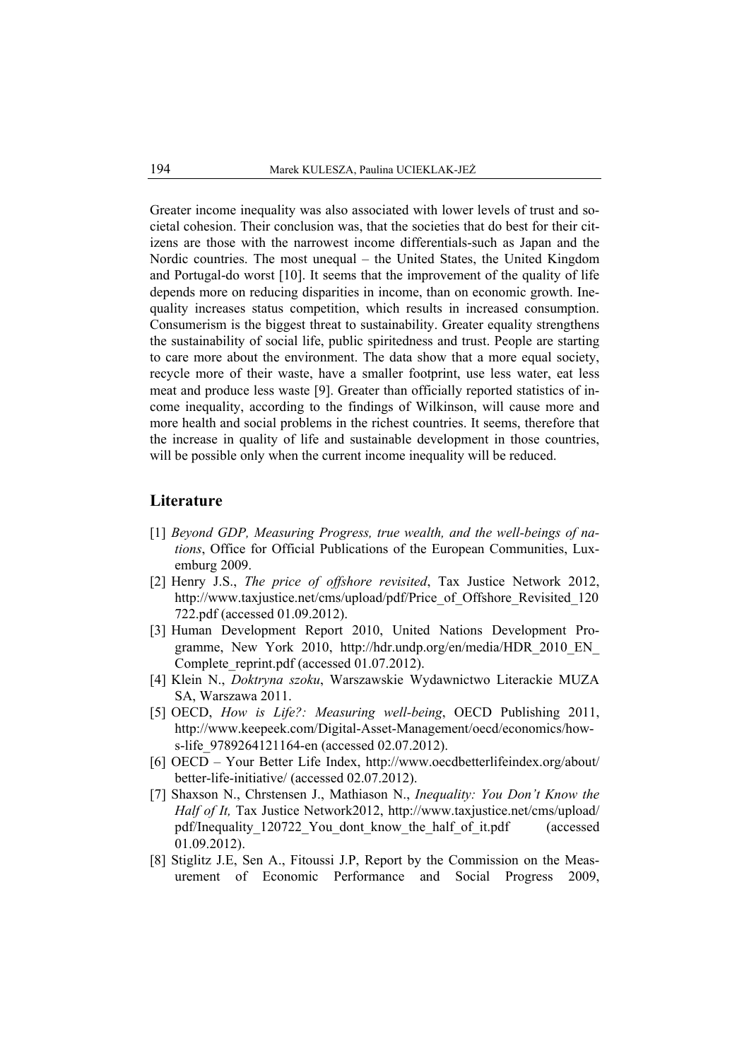Greater income inequality was also associated with lower levels of trust and societal cohesion. Their conclusion was, that the societies that do best for their citizens are those with the narrowest income differentials-such as Japan and the Nordic countries. The most unequal – the United States, the United Kingdom and Portugal-do worst [10]. It seems that the improvement of the quality of life depends more on reducing disparities in income, than on economic growth. Inequality increases status competition, which results in increased consumption. Consumerism is the biggest threat to sustainability. Greater equality strengthens the sustainability of social life, public spiritedness and trust. People are starting to care more about the environment. The data show that a more equal society, recycle more of their waste, have a smaller footprint, use less water, eat less meat and produce less waste [9]. Greater than officially reported statistics of income inequality, according to the findings of Wilkinson, will cause more and more health and social problems in the richest countries. It seems, therefore that the increase in quality of life and sustainable development in those countries, will be possible only when the current income inequality will be reduced.

## Literature

[1] *Beyond GDP, Measuring Progress, true wealth, and the well-beings of nations*, Office for Official Publications of the European Communities, Luxemburg 2009.

[2] Henry J.S., *The price of offshore revisited*, Tax Justice Network 2012, http://www.taxjustice.net/cms/upload/pdf/Price_of_Offshore_Revisited_120722.pdf (accessed 01.09.2012).

[3] Human Development Report 2010, United Nations Development Programme, New York 2010, http://hdr.undp.org/en/media/HDR_2010_EN_Complete_reprint.pdf (accessed 01.07.2012).

[4] Klein N., *Doktryna szoku*, Warszawskie Wydawnictwo Literackie MUZA SA, Warszawa 2011.

[5] OECD, *How is Life?: Measuring well-being*, OECD Publishing 2011, http://www.keepeek.com/Digital-Asset-Management/oecd/economics/how-s-life_9789264121164-en (accessed 02.07.2012).

[6] OECD – Your Better Life Index, http://www.oecdbetterlifeindex.org/about/better-life-initiative/ (accessed 02.07.2012).

[7] Shaxson N., Chrstensen J., Mathiason N., *Inequality: You Don't Know the Half of It,* Tax Justice Network2012, http://www.taxjustice.net/cms/upload/pdf/Inequality_120722_You_dont_know_the_half_of_it.pdf (accessed 01.09.2012).

[8] Stiglitz J.E, Sen A., Fitoussi J.P, Report by the Commission on the Measurement of Economic Performance and Social Progress 2009,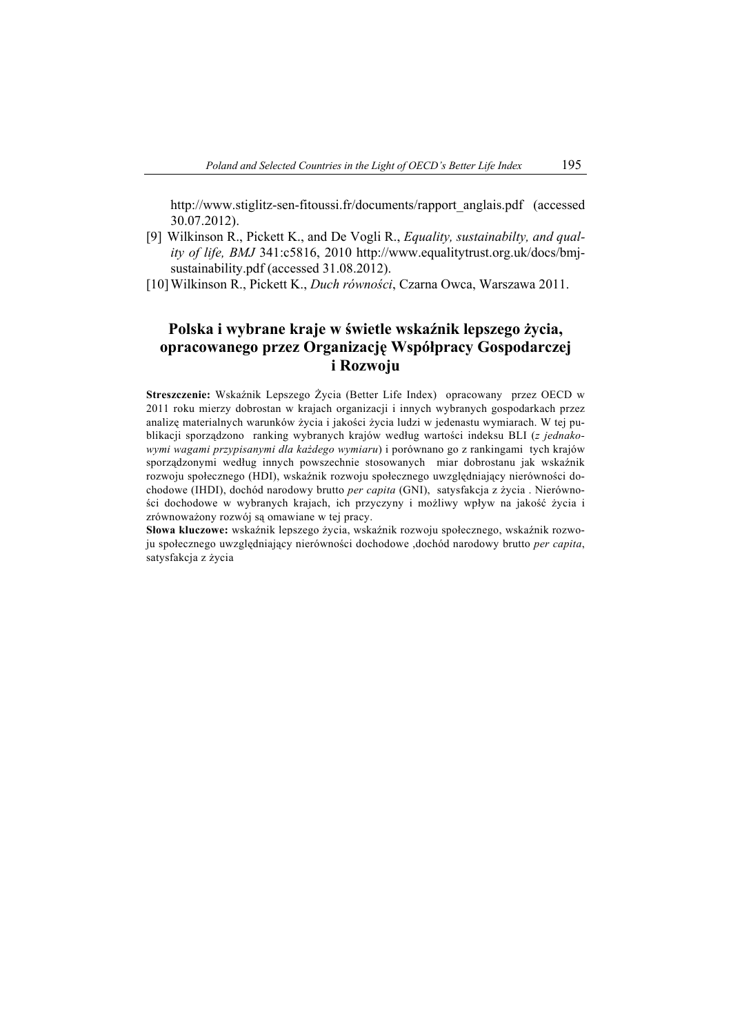http://www.stiglitz-sen-fitoussi.fr/documents/rapport_anglais.pdf (accessed 30.07.2012).

[9] Wilkinson R., Pickett K., and De Vogli R., *Equality, sustainabilty, and quality of life, BMJ* 341:c5816, 2010 http://www.equalitytrust.org.uk/docs/bmj-sustainability.pdf (accessed 31.08.2012).

[10] Wilkinson R., Pickett K., *Duch równości*, Czarna Owca, Warszawa 2011.

## Polska i wybrane kraje w świetle wskaźnik lepszego życia, opracowanego przez Organizację Współpracy Gospodarczej i Rozwoju

**Streszczenie:** Wskaźnik Lepszego Życia (Better Life Index) opracowany przez OECD w 2011 roku mierzy dobrostan w krajach organizacji i innych wybranych gospodarkach przez analizę materialnych warunków życia i jakości życia ludzi w jedenastu wymiarach. W tej publikacji sporządzono ranking wybranych krajów według wartości indeksu BLI (*z jednakowymi wagami przypisanymi dla każdego wymiaru*) i porównano go z rankingami tych krajów sporządzonymi według innych powszechnie stosowanych miar dobrostanu jak wskaźnik rozwoju społecznego (HDI), wskaźnik rozwoju społecznego uwzględniający nierówności dochodowe (IHDI), dochód narodowy brutto *per capita* (GNI), satysfakcja z życia . Nierówności dochodowe w wybranych krajach, ich przyczyny i możliwy wpływ na jakość życia i zrównoważony rozwój są omawiane w tej pracy.

**Słowa kluczowe:** wskaźnik lepszego życia, wskaźnik rozwoju społecznego, wskaźnik rozwoju społecznego uwzględniający nierówności dochodowe ,dochód narodowy brutto *per capita*, satysfakcja z życia